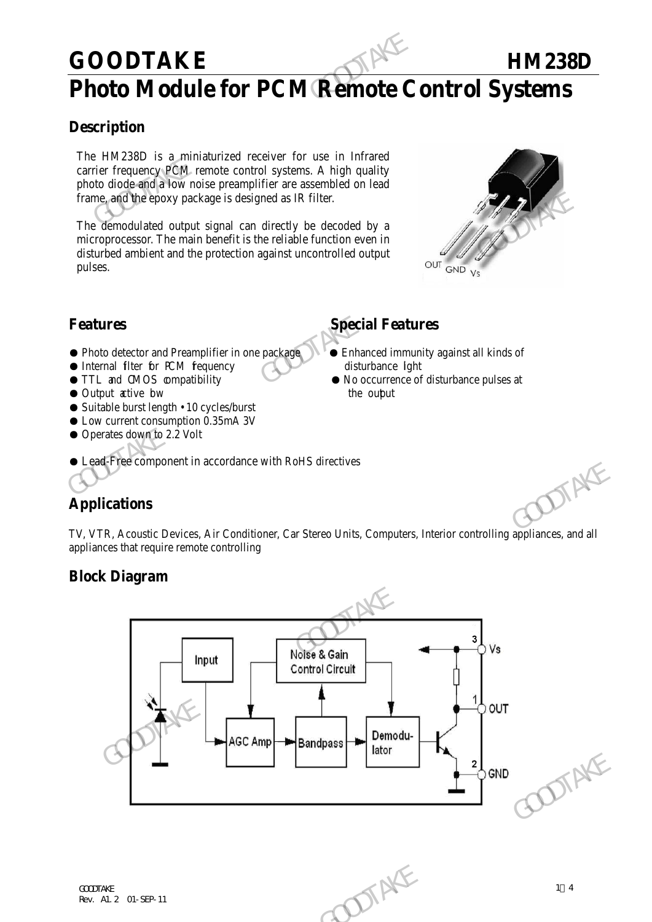# GOODTAKE HM238D

# Photo Module for PCM Remote Control Systems

## Description

The HM238D is a miniaturized receiver for use in Infrared carrier frequency PCM remote control systems. A high quality photo diode and a low noise preamplifier are assembled on lead frame, and the epoxy package is designed as IR filter.

The demodulated output signal can directly be decoded by a microprocessor. The main benefit is the reliable function even in disturbed ambient and the protection against uncontrolled output pulses.

OUT GND Vs

## Features

- ● Photo detector and Preamplifier in one package
- ● Internal filter for PCM frequency
- ● TTL and CMOS compatibility
- ● Output active low
- ● Suitable burst length • 10 cycles/burst
- ● Low current consumption 0.35mA 3V
- ● Operates down to 2.2 Volt
- ● Lead-Free component in accordance with RoHS directives

## Special Features

- ● Enhanced immunity against all kinds of disturbance light
- ● No occurrence of disturbance pulses at the output

## Applications

TV, VTR, Acoustic Devices, Air Conditioner, Car Stereo Units, Computers, Interior controlling appliances, and all appliances that require remote controlling

## Block Diagram

Input → AGC Amp → Bandpass → Demodulator; Noise & Gain Control Circuit

3 Vs, 1 OUT, 2 GND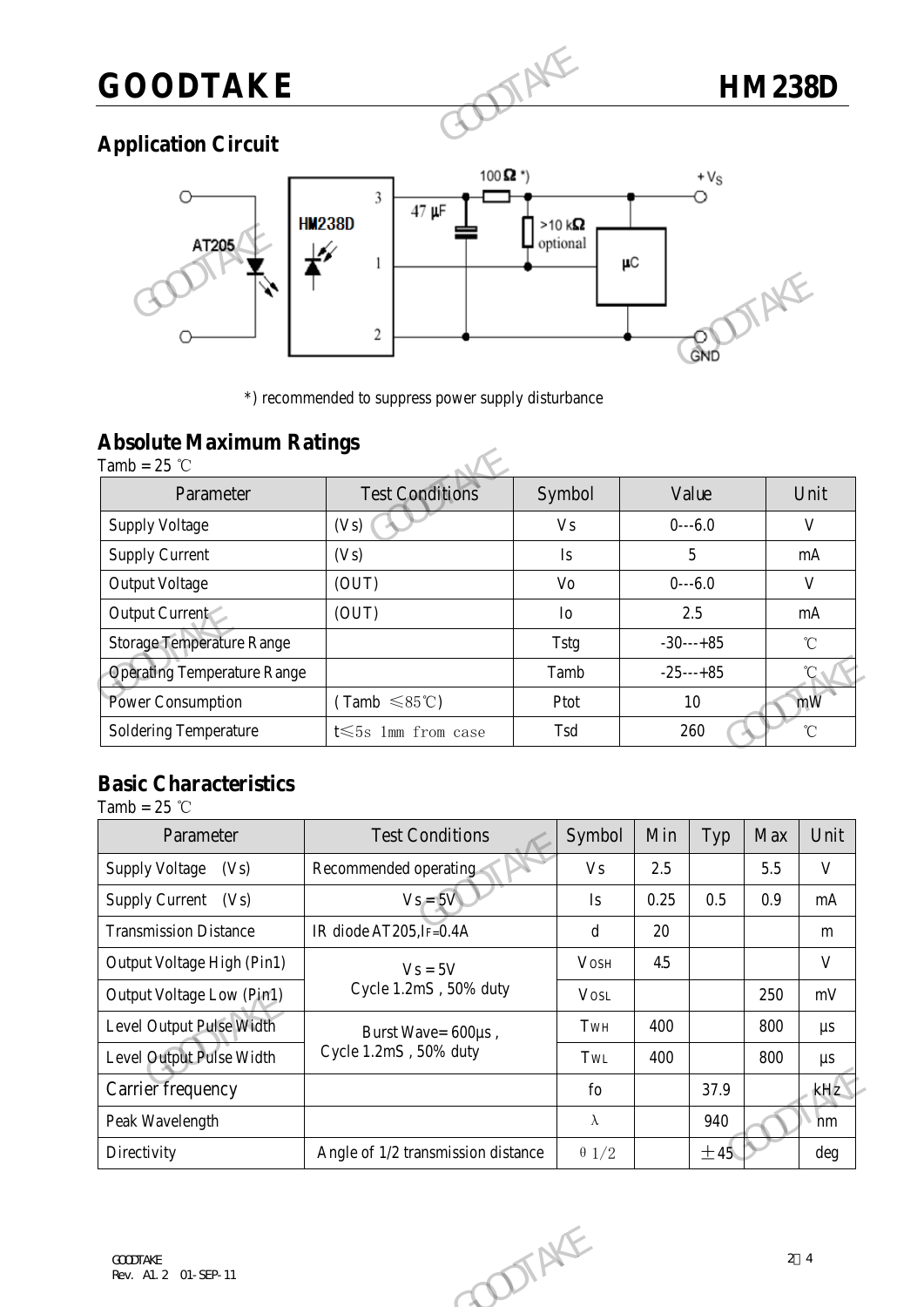## Application Circuit

*) recommended to suppress power supply disturbance

## Absolute Maximum Ratings

Tamb = 25 ℃

| Parameter | Test Conditions | Symbol | Value | Unit |
|---|---|---|---|---|
| Supply Voltage | (Vs) | Vs | 0---6.0 | V |
| Supply Current | (Vs) | Is | 5 | mA |
| Output Voltage | (OUT) | Vo | 0---6.0 | V |
| Output Current | (OUT) | Io | 2.5 | mA |
| Storage Temperature Range | | Tstg | -30---+85 | ℃ |
| Operating Temperature Range | | Tamb | -25---+85 | ℃ |
| Power Consumption | (Tamb ≤85℃) | Ptot | 10 | mW |
| Soldering Temperature | t≤5s 1mm from case | Tsd | 260 | ℃ |

## Basic Characteristics

Tamb = 25 ℃

| Parameter | Test Conditions | Symbol | Min | Typ | Max | Unit |
|---|---|---|---|---|---|---|
| Supply Voltage (Vs) | Recommended operating | Vs | 2.5 | | 5.5 | V |
| Supply Current (Vs) | Vs = 5V | Is | 0.25 | 0.5 | 0.9 | mA |
| Transmission Distance | IR diode AT205, $I_F$=0.4A | d | 20 | | | m |
| Output Voltage High (Pin1) | Vs = 5V Cycle 1.2mS , 50% duty | $V_{OSH}$ | 4.5 | | | V |
| Output Voltage Low (Pin1) | | $V_{OSL}$ | | | 250 | mV |
| Level Output Pulse Width | Burst Wave= 600μs , Cycle 1.2mS , 50% duty | $T_{WH}$ | 400 | | 800 | μs |
| Level Output Pulse Width | | $T_{WL}$ | 400 | | 800 | μs |
| Carrier frequency | | fo | | 37.9 | | kHz |
| Peak Wavelength | | λ | | 940 | | nm |
| Directivity | Angle of 1/2 transmission distance | θ1/2 | | ±45 | | deg |

GOODTAKE
Rev. A1.2 01-SEP-11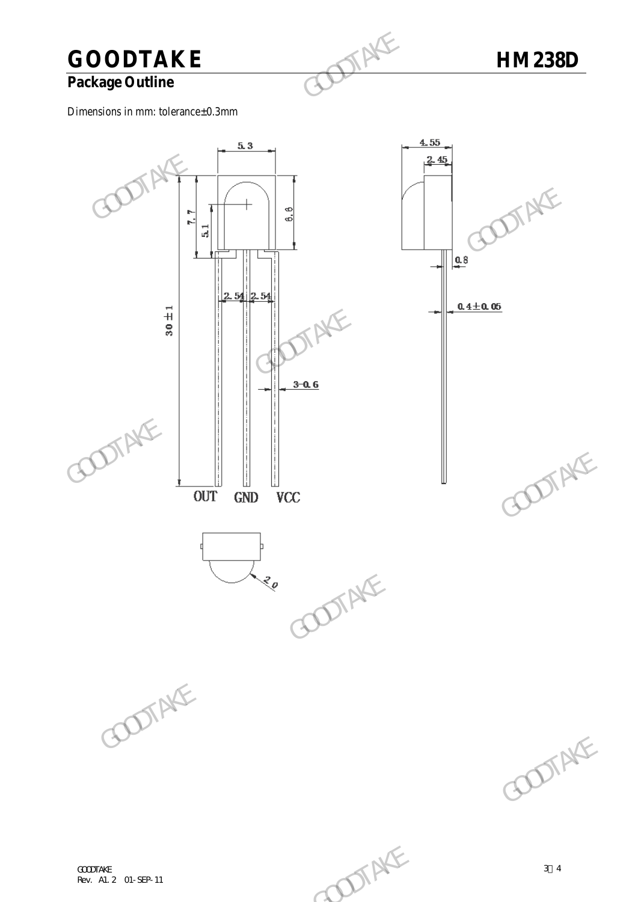## Package Outline

Dimensions in mm: tolerance±0.3mm

5.3

4.55

2.45

7.7

5.1

6.6

0.8

2.54 2.54

0.4±0.05

30±1

3-0.6

OUT GND VCC

2.0